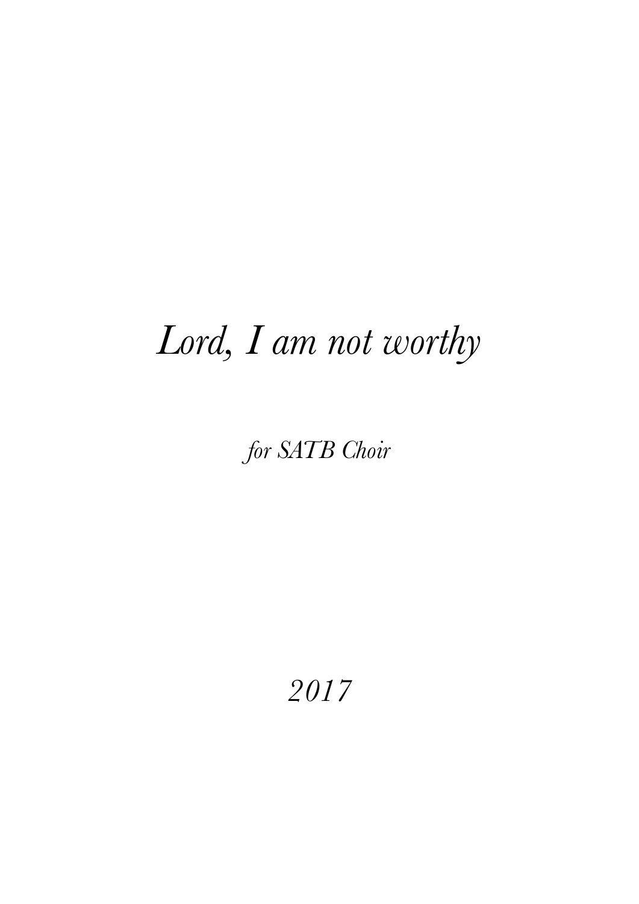# *Lord, I am not worthy*

*for SATB Choir*

*2017*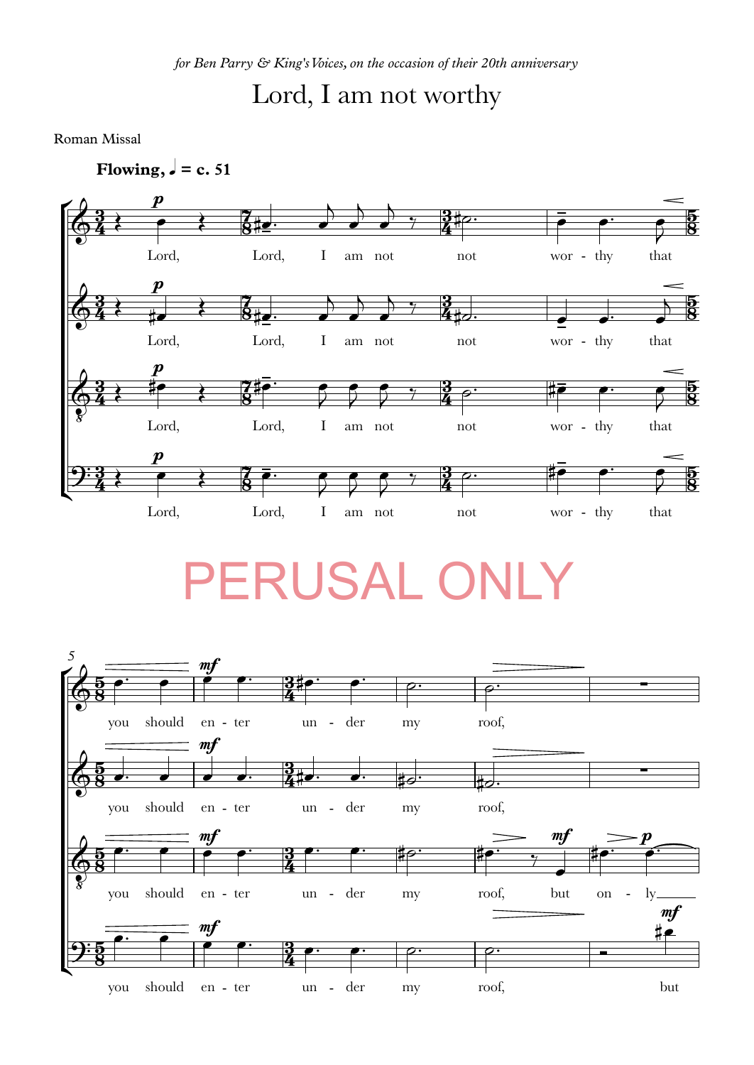*for Ben Parry & King's Voices, on the occasion of their 20th anniversary*

# Lord, I am not worthy

Roman Missal

**Flowing, ♩ = c. 51**

PERUSAL ONLY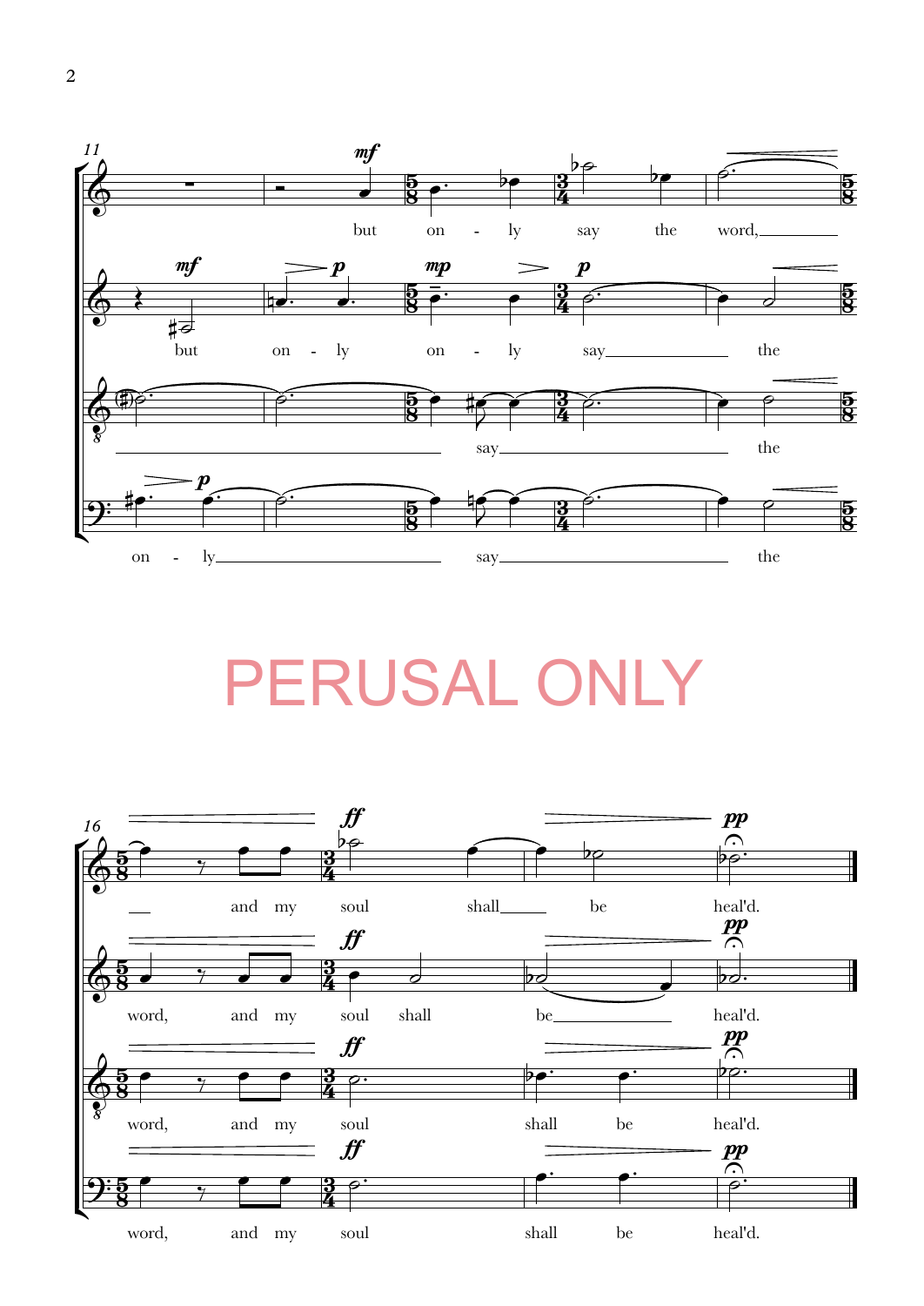PERUSAL ONLY